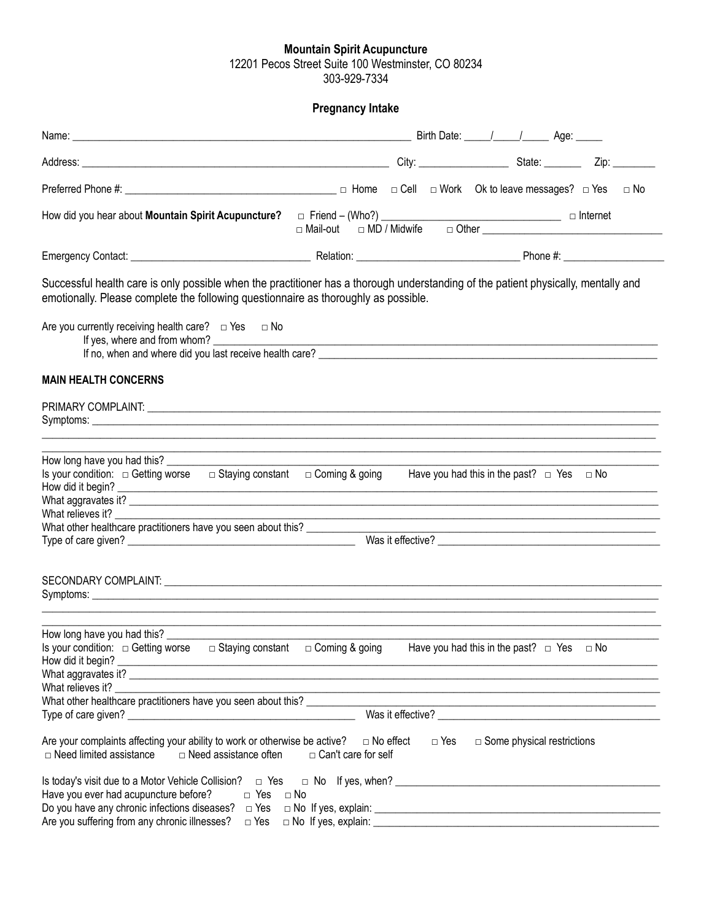**Mountain Spirit Acupuncture**
12201 Pecos Street Suite 100 Westminster, CO 80234
303-929-7334

## Pregnancy Intake

Name: ______________________________ Birth Date: ____/____/____ Age: _____

Address: ______________________________ City: ______________ State: _______ Zip: ________

Preferred Phone #: ______________________ □ Home □ Cell □ Work Ok to leave messages? □ Yes □ No

How did you hear about **Mountain Spirit Acupuncture?** □ Friend – (Who?) ______________________ □ Internet □ Mail-out □ MD / Midwife □ Other ______________________

Emergency Contact: ______________________ Relation: ______________________ Phone #: ______________

Successful health care is only possible when the practitioner has a thorough understanding of the patient physically, mentally and emotionally. Please complete the following questionnaire as thoroughly as possible.

Are you currently receiving health care? □ Yes □ No
If yes, where and from whom? ______________________________
If no, when and where did you last receive health care? ______________________________

**MAIN HEALTH CONCERNS**

PRIMARY COMPLAINT: ______________________________
Symptoms: ______________________________
______________________________
______________________________
How long have you had this? ______________________________
Is your condition: □ Getting worse □ Staying constant □ Coming & going Have you had this in the past? □ Yes □ No
How did it begin? ______________________________
What aggravates it? ______________________________
What relieves it? ______________________________
What other healthcare practitioners have you seen about this? ______________________________
Type of care given? ______________________ Was it effective? ______________________

SECONDARY COMPLAINT: ______________________________
Symptoms: ______________________________
______________________________
______________________________
How long have you had this? ______________________________
Is your condition: □ Getting worse □ Staying constant □ Coming & going Have you had this in the past? □ Yes □ No
How did it begin? ______________________________
What aggravates it? ______________________________
What relieves it? ______________________________
What other healthcare practitioners have you seen about this? ______________________________
Type of care given? ______________________ Was it effective? ______________________

Are your complaints affecting your ability to work or otherwise be active? □ No effect □ Yes □ Some physical restrictions □ Need limited assistance □ Need assistance often □ Can't care for self

Is today's visit due to a Motor Vehicle Collision? □ Yes □ No If yes, when? ______________________
Have you ever had acupuncture before? □ Yes □ No
Do you have any chronic infections diseases? □ Yes □ No If yes, explain: ______________________
Are you suffering from any chronic illnesses? □ Yes □ No If yes, explain: ______________________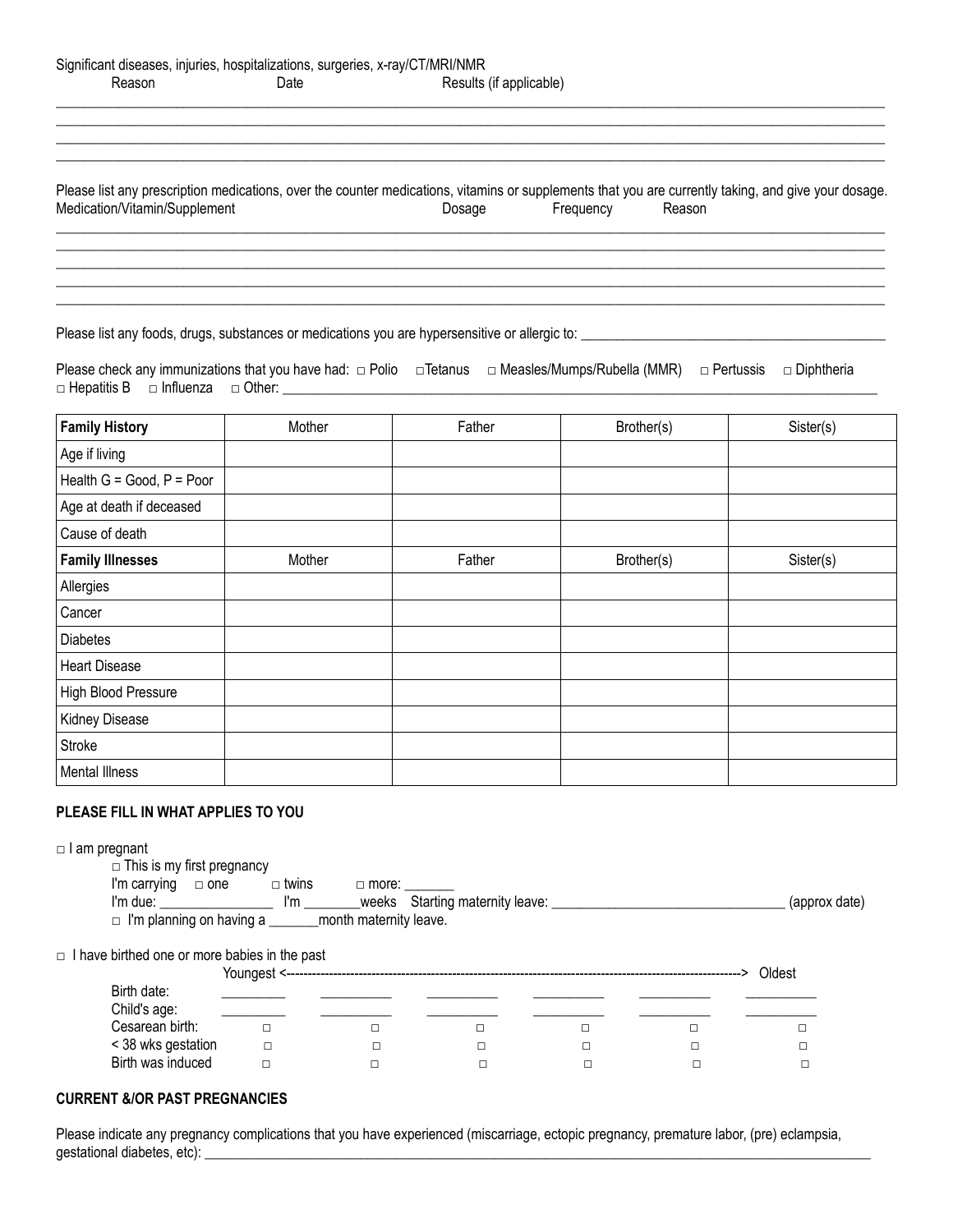Significant diseases, injuries, hospitalizations, surgeries, x-ray/CT/MRI/NMR

Reason | Date | Results (if applicable)

______________________________________________________________________________________________

______________________________________________________________________________________________

______________________________________________________________________________________________

______________________________________________________________________________________________

Please list any prescription medications, over the counter medications, vitamins or supplements that you are currently taking, and give your dosage.

Medication/Vitamin/Supplement | Dosage | Frequency | Reason

______________________________________________________________________________________________

______________________________________________________________________________________________

______________________________________________________________________________________________

______________________________________________________________________________________________

______________________________________________________________________________________________

Please list any foods, drugs, substances or medications you are hypersensitive or allergic to: ___________________________________________

Please check any immunizations that you have had: □ Polio □Tetanus □ Measles/Mumps/Rubella (MMR) □ Pertussis □ Diphtheria
□ Hepatitis B □ Influenza □ Other: ___________________________________________________________________________________

| **Family History** | Mother | Father | Brother(s) | Sister(s) |
|---|---|---|---|---|
| Age if living | | | | |
| Health G = Good, P = Poor | | | | |
| Age at death if deceased | | | | |
| Cause of death | | | | |
| **Family Illnesses** | Mother | Father | Brother(s) | Sister(s) |
| Allergies | | | | |
| Cancer | | | | |
| Diabetes | | | | |
| Heart Disease | | | | |
| High Blood Pressure | | | | |
| Kidney Disease | | | | |
| Stroke | | | | |
| Mental Illness | | | | |

**PLEASE FILL IN WHAT APPLIES TO YOU**

□ I am pregnant

- □ This is my first pregnancy
- I'm carrying □ one □ twins □ more: _______
- I'm due: ________________ I'm ________weeks Starting maternity leave: ________________________________ (approx date)
- □ I'm planning on having a _______month maternity leave.

□ I have birthed one or more babies in the past

| | Youngest <--- | | | | | ---> Oldest |
|---|---|---|---|---|---|---|
| Birth date: | _________ | _________ | _________ | _________ | _________ | _________ |
| Child's age: | _________ | _________ | _________ | _________ | _________ | _________ |
| Cesarean birth: | □ | □ | □ | □ | □ | □ |
| < 38 wks gestation | □ | □ | □ | □ | □ | □ |
| Birth was induced | □ | □ | □ | □ | □ | □ |

**CURRENT &/OR PAST PREGNANCIES**

Please indicate any pregnancy complications that you have experienced (miscarriage, ectopic pregnancy, premature labor, (pre) eclampsia, gestational diabetes, etc): _______________________________________________________________________________________________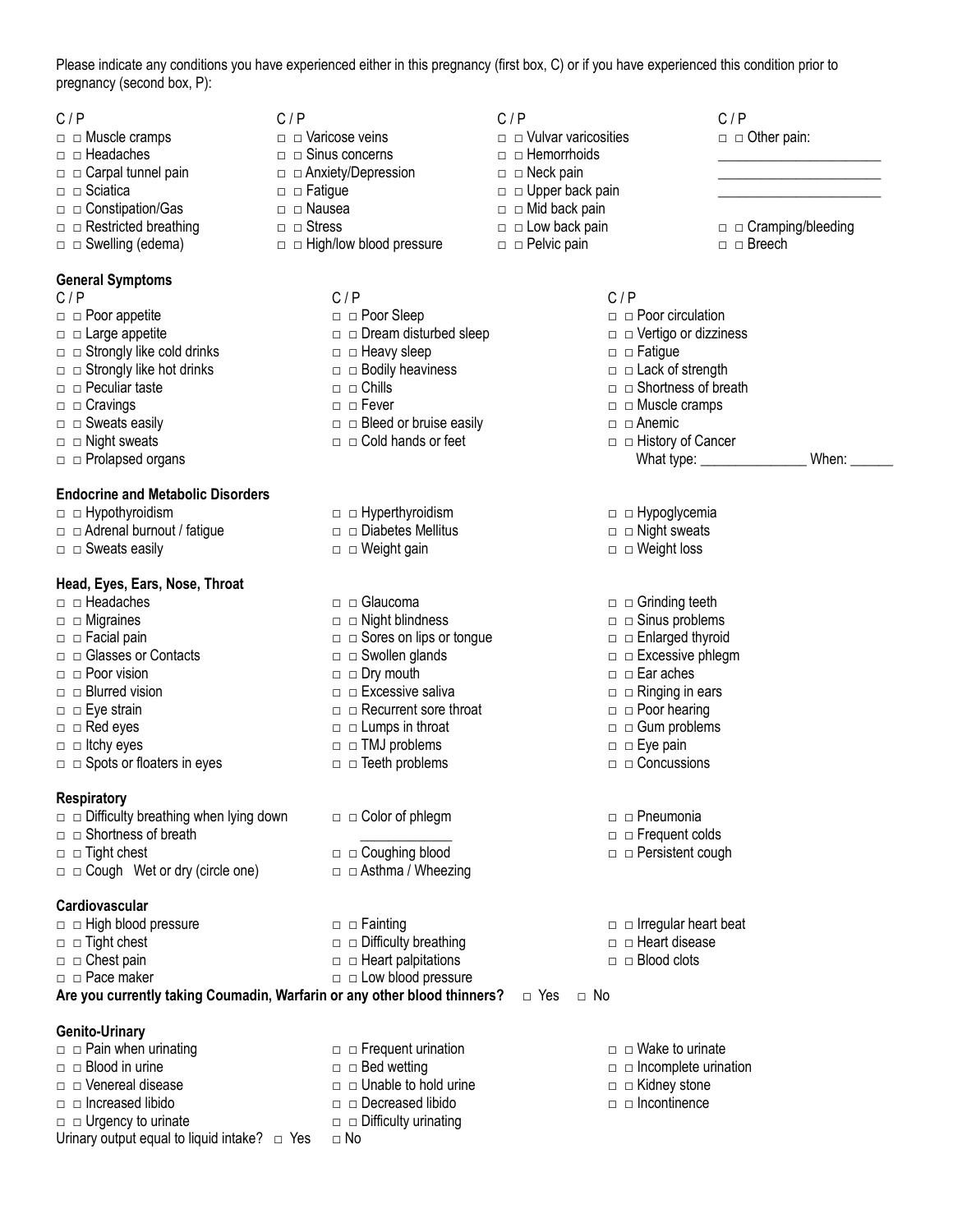Please indicate any conditions you have experienced either in this pregnancy (first box, C) or if you have experienced this condition prior to pregnancy (second box, P):

C / P
- □ □ Muscle cramps
- □ □ Headaches
- □ □ Carpal tunnel pain
- □ □ Sciatica
- □ □ Constipation/Gas
- □ □ Restricted breathing
- □ □ Swelling (edema)

C / P
- □ □ Varicose veins
- □ □ Sinus concerns
- □ □ Anxiety/Depression
- □ □ Fatigue
- □ □ Nausea
- □ □ Stress
- □ □ High/low blood pressure

C / P
- □ □ Vulvar varicosities
- □ □ Hemorrhoids
- □ □ Neck pain
- □ □ Upper back pain
- □ □ Mid back pain
- □ □ Low back pain
- □ □ Pelvic pain

C / P
- □ □ Other pain: ______________________
  ______________________
  ______________________
- □ □ Cramping/bleeding
- □ □ Breech

### General Symptoms

C / P
- □ □ Poor appetite
- □ □ Large appetite
- □ □ Strongly like cold drinks
- □ □ Strongly like hot drinks
- □ □ Peculiar taste
- □ □ Cravings
- □ □ Sweats easily
- □ □ Night sweats
- □ □ Prolapsed organs

C / P
- □ □ Poor Sleep
- □ □ Dream disturbed sleep
- □ □ Heavy sleep
- □ □ Bodily heaviness
- □ □ Chills
- □ □ Fever
- □ □ Bleed or bruise easily
- □ □ Cold hands or feet

C / P
- □ □ Poor circulation
- □ □ Vertigo or dizziness
- □ □ Fatigue
- □ □ Lack of strength
- □ □ Shortness of breath
- □ □ Muscle cramps
- □ □ Anemic
- □ □ History of Cancer
  What type: _______________ When: ______

### Endocrine and Metabolic Disorders

- □ □ Hypothyroidism
- □ □ Adrenal burnout / fatigue
- □ □ Sweats easily
- □ □ Hyperthyroidism
- □ □ Diabetes Mellitus
- □ □ Weight gain
- □ □ Hypoglycemia
- □ □ Night sweats
- □ □ Weight loss

### Head, Eyes, Ears, Nose, Throat

- □ □ Headaches
- □ □ Migraines
- □ □ Facial pain
- □ □ Glasses or Contacts
- □ □ Poor vision
- □ □ Blurred vision
- □ □ Eye strain
- □ □ Red eyes
- □ □ Itchy eyes
- □ □ Spots or floaters in eyes
- □ □ Glaucoma
- □ □ Night blindness
- □ □ Sores on lips or tongue
- □ □ Swollen glands
- □ □ Dry mouth
- □ □ Excessive saliva
- □ □ Recurrent sore throat
- □ □ Lumps in throat
- □ □ TMJ problems
- □ □ Teeth problems
- □ □ Grinding teeth
- □ □ Sinus problems
- □ □ Enlarged thyroid
- □ □ Excessive phlegm
- □ □ Ear aches
- □ □ Ringing in ears
- □ □ Poor hearing
- □ □ Gum problems
- □ □ Eye pain
- □ □ Concussions

### Respiratory

- □ □ Difficulty breathing when lying down
- □ □ Shortness of breath
- □ □ Tight chest
- □ □ Cough Wet or dry (circle one)
- □ □ Color of phlegm _____________
- □ □ Coughing blood
- □ □ Asthma / Wheezing
- □ □ Pneumonia
- □ □ Frequent colds
- □ □ Persistent cough

### Cardiovascular

- □ □ High blood pressure
- □ □ Tight chest
- □ □ Chest pain
- □ □ Pace maker
- □ □ Fainting
- □ □ Difficulty breathing
- □ □ Heart palpitations
- □ □ Low blood pressure
- □ □ Irregular heart beat
- □ □ Heart disease
- □ □ Blood clots

**Are you currently taking Coumadin, Warfarin or any other blood thinners?** □ Yes □ No

### Genito-Urinary

- □ □ Pain when urinating
- □ □ Blood in urine
- □ □ Venereal disease
- □ □ Increased libido
- □ □ Urgency to urinate
- □ □ Frequent urination
- □ □ Bed wetting
- □ □ Unable to hold urine
- □ □ Decreased libido
- □ □ Difficulty urinating
- □ □ Wake to urinate
- □ □ Incomplete urination
- □ □ Kidney stone
- □ □ Incontinence

Urinary output equal to liquid intake? □ Yes □ No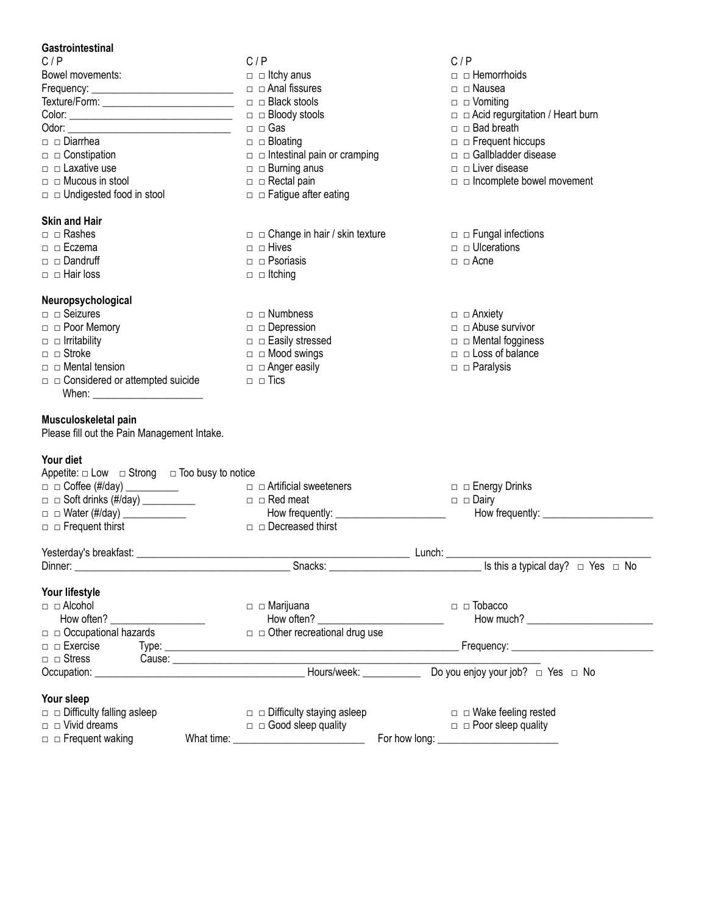**Gastrointestinal**

C / P

Bowel movements:

Frequency: ___________________________

Texture/Form: _________________________

Color: _______________________________

Odor: _______________________________

□ □ Diarrhea

□ □ Constipation

□ □ Laxative use

□ □ Mucous in stool

□ □ Undigested food in stool

C / P

□ □ Itchy anus

□ □ Anal fissures

□ □ Black stools

□ □ Bloody stools

□ □ Gas

□ □ Bloating

□ □ Intestinal pain or cramping

□ □ Burning anus

□ □ Rectal pain

□ □ Fatigue after eating

C / P

□ □ Hemorrhoids

□ □ Nausea

□ □ Vomiting

□ □ Acid regurgitation / Heart burn

□ □ Bad breath

□ □ Frequent hiccups

□ □ Gallbladder disease

□ □ Liver disease

□ □ Incomplete bowel movement

**Skin and Hair**

□ □ Rashes

□ □ Eczema

□ □ Dandruff

□ □ Hair loss

□ □ Change in hair / skin texture

□ □ Hives

□ □ Psoriasis

□ □ Itching

□ □ Fungal infections

□ □ Ulcerations

□ □ Acne

**Neuropsychological**

□ □ Seizures

□ □ Poor Memory

□ □ Irritability

□ □ Stroke

□ □ Mental tension

□ □ Considered or attempted suicide
When: ____________________

□ □ Numbness

□ □ Depression

□ □ Easily stressed

□ □ Mood swings

□ □ Anger easily

□ □ Tics

□ □ Anxiety

□ □ Abuse survivor

□ □ Mental fogginess

□ □ Loss of balance

□ □ Paralysis

**Musculoskeletal pain**

Please fill out the Pain Management Intake.

**Your diet**

Appetite: □ Low □ Strong □ Too busy to notice

□ □ Coffee (#/day) __________

□ □ Soft drinks (#/day) __________

□ □ Water (#/day) ____________

□ □ Frequent thirst

□ □ Artificial sweeteners

□ □ Red meat
How frequently: ____________________

□ □ Decreased thirst

□ □ Energy Drinks

□ □ Dairy
How frequently: ____________________

Yesterday's breakfast: ____________________________________________________ Lunch: ________________________________________

Dinner: ________________________________________ Snacks: ___________________________ Is this a typical day? □ Yes □ No

**Your lifestyle**

□ □ Alcohol
How often? _________________

□ □ Occupational hazards

□ □ Marijuana
How often? _______________________

□ □ Other recreational drug use

□ □ Tobacco
How much? _______________________

□ □ Exercise Type: ________________________________________________________ Frequency: __________________________

□ □ Stress Cause: _____________________________________________________________________

Occupation: _______________________________________ Hours/week: ___________ Do you enjoy your job? □ Yes □ No

**Your sleep**

□ □ Difficulty falling asleep

□ □ Vivid dreams

□ □ Difficulty staying asleep

□ □ Good sleep quality

□ □ Wake feeling rested

□ □ Poor sleep quality

□ □ Frequent waking What time: ________________________ For how long: ______________________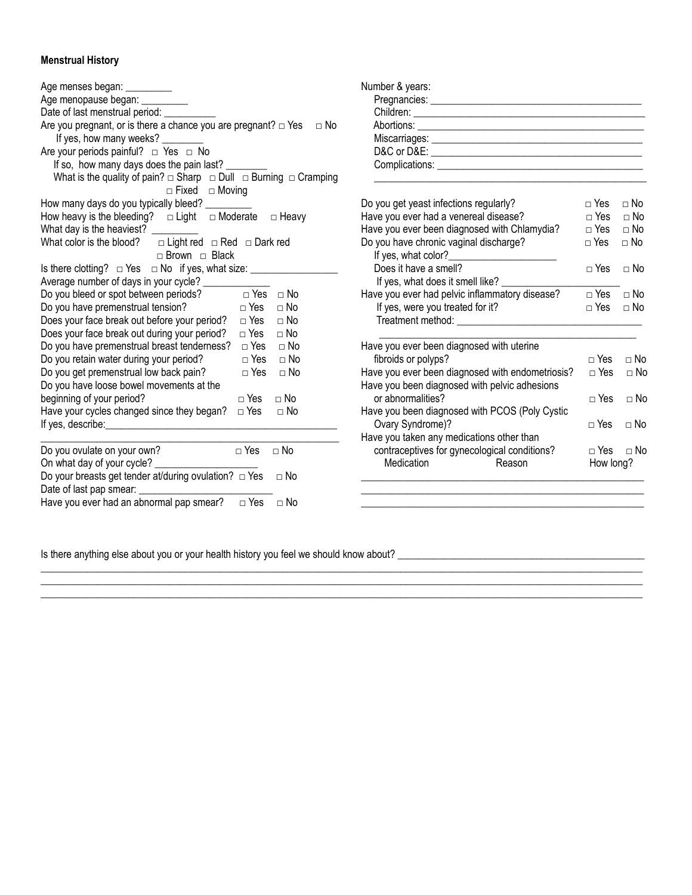**Menstrual History**

Age menses began: _________
Age menopause began: _________
Date of last menstrual period: __________
Are you pregnant, or is there a chance you are pregnant? □ Yes □ No
If yes, how many weeks? ________
Are your periods painful? □ Yes □ No
If so, how many days does the pain last? ________
What is the quality of pain? □ Sharp □ Dull □ Burning □ Cramping □ Fixed □ Moving
How many days do you typically bleed? _________
How heavy is the bleeding? □ Light □ Moderate □ Heavy
What day is the heaviest? _________
What color is the blood? □ Light red □ Red □ Dark red □ Brown □ Black
Is there clotting? □ Yes □ No if yes, what size: ________________
Average number of days in your cycle? _____________
Do you bleed or spot between periods? □ Yes □ No
Do you have premenstrual tension? □ Yes □ No
Does your face break out before your period? □ Yes □ No
Does your face break out during your period? □ Yes □ No
Do you have premenstrual breast tenderness? □ Yes □ No
Do you retain water during your period? □ Yes □ No
Do you get premenstrual low back pain? □ Yes □ No
Do you have loose bowel movements at the beginning of your period? □ Yes □ No
Have your cycles changed since they began? □ Yes □ No
If yes, describe:_____________________________________________
_________________________________________________________

Do you ovulate on your own? □ Yes □ No
On what day of your cycle? ___________________
Do your breasts get tender at/during ovulation? □ Yes □ No
Date of last pap smear: _________________________
Have you ever had an abnormal pap smear? □ Yes □ No

Number & years:
Pregnancies: ________________________________________
Children: ___________________________________________
Abortions: __________________________________________
Miscarriages: _______________________________________
D&C or D&E: ________________________________________
Complications: ______________________________________
_________________________________________________

Do you get yeast infections regularly? □ Yes □ No
Have you ever had a venereal disease? □ Yes □ No
Have you ever been diagnosed with Chlamydia? □ Yes □ No
Do you have chronic vaginal discharge? □ Yes □ No
If yes, what color?____________________
Does it have a smell? □ Yes □ No
If yes, what does it smell like? ______________________
Have you ever had pelvic inflammatory disease? □ Yes □ No
If yes, were you treated for it? □ Yes □ No
Treatment method: __________________________________
_____________________________________________

Have you ever been diagnosed with uterine fibroids or polyps? □ Yes □ No
Have you ever been diagnosed with endometriosis? □ Yes □ No
Have you been diagnosed with pelvic adhesions or abnormalities? □ Yes □ No
Have you been diagnosed with PCOS (Poly Cystic Ovary Syndrome)? □ Yes □ No
Have you taken any medications other than contraceptives for gynecological conditions? □ Yes □ No

| Medication | Reason | How long? |
|---|---|---|
| | | |
| | | |
| | | |

Is there anything else about you or your health history you feel we should know about? _______________________________________________
_____________________________________________________________________________________________
_____________________________________________________________________________________________
_____________________________________________________________________________________________